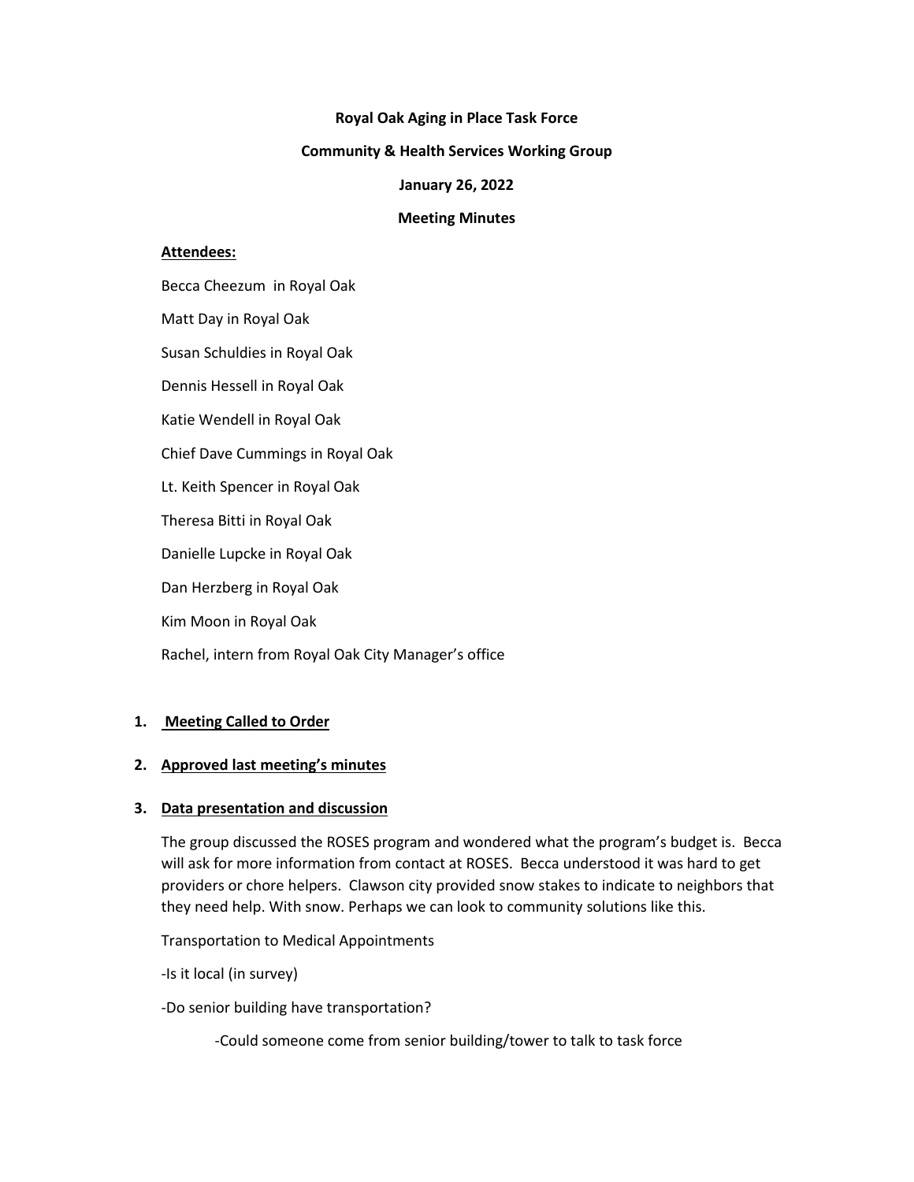**Royal Oak Aging in Place Task Force**

**Community & Health Services Working Group**

**January 26, 2022**

**Meeting Minutes**

**Attendees:**

Becca Cheezum in Royal Oak

Matt Day in Royal Oak

Susan Schuldies in Royal Oak

Dennis Hessell in Royal Oak

Katie Wendell in Royal Oak

Chief Dave Cummings in Royal Oak

Lt. Keith Spencer in Royal Oak

Theresa Bitti in Royal Oak

Danielle Lupcke in Royal Oak

Dan Herzberg in Royal Oak

Kim Moon in Royal Oak

Rachel, intern from Royal Oak City Manager's office

1. **Meeting Called to Order**

2. **Approved last meeting's minutes**

3. **Data presentation and discussion**

   The group discussed the ROSES program and wondered what the program's budget is. Becca will ask for more information from contact at ROSES. Becca understood it was hard to get providers or chore helpers. Clawson city provided snow stakes to indicate to neighbors that they need help. With snow. Perhaps we can look to community solutions like this.

   Transportation to Medical Appointments

   -Is it local (in survey)

   -Do senior building have transportation?

   -Could someone come from senior building/tower to talk to task force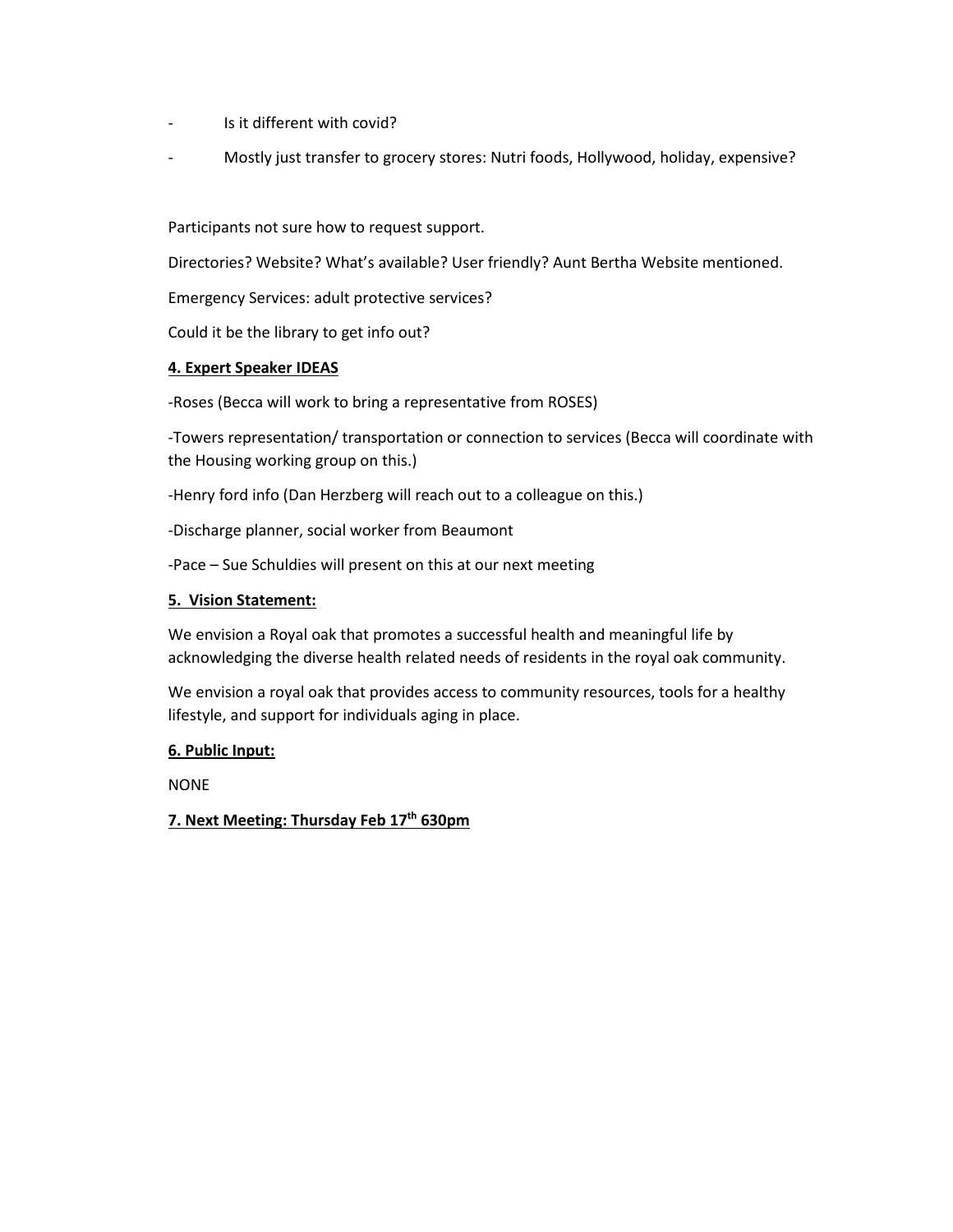- Is it different with covid?
- Mostly just transfer to grocery stores: Nutri foods, Hollywood, holiday, expensive?

Participants not sure how to request support.

Directories? Website? What's available? User friendly? Aunt Bertha Website mentioned.

Emergency Services: adult protective services?

Could it be the library to get info out?

**4. Expert Speaker IDEAS**

-Roses (Becca will work to bring a representative from ROSES)

-Towers representation/ transportation or connection to services (Becca will coordinate with the Housing working group on this.)

-Henry ford info (Dan Herzberg will reach out to a colleague on this.)

-Discharge planner, social worker from Beaumont

-Pace – Sue Schuldies will present on this at our next meeting

**5. Vision Statement:**

We envision a Royal oak that promotes a successful health and meaningful life by acknowledging the diverse health related needs of residents in the royal oak community.

We envision a royal oak that provides access to community resources, tools for a healthy lifestyle, and support for individuals aging in place.

**6. Public Input:**

NONE

**7. Next Meeting: Thursday Feb 17th 630pm**